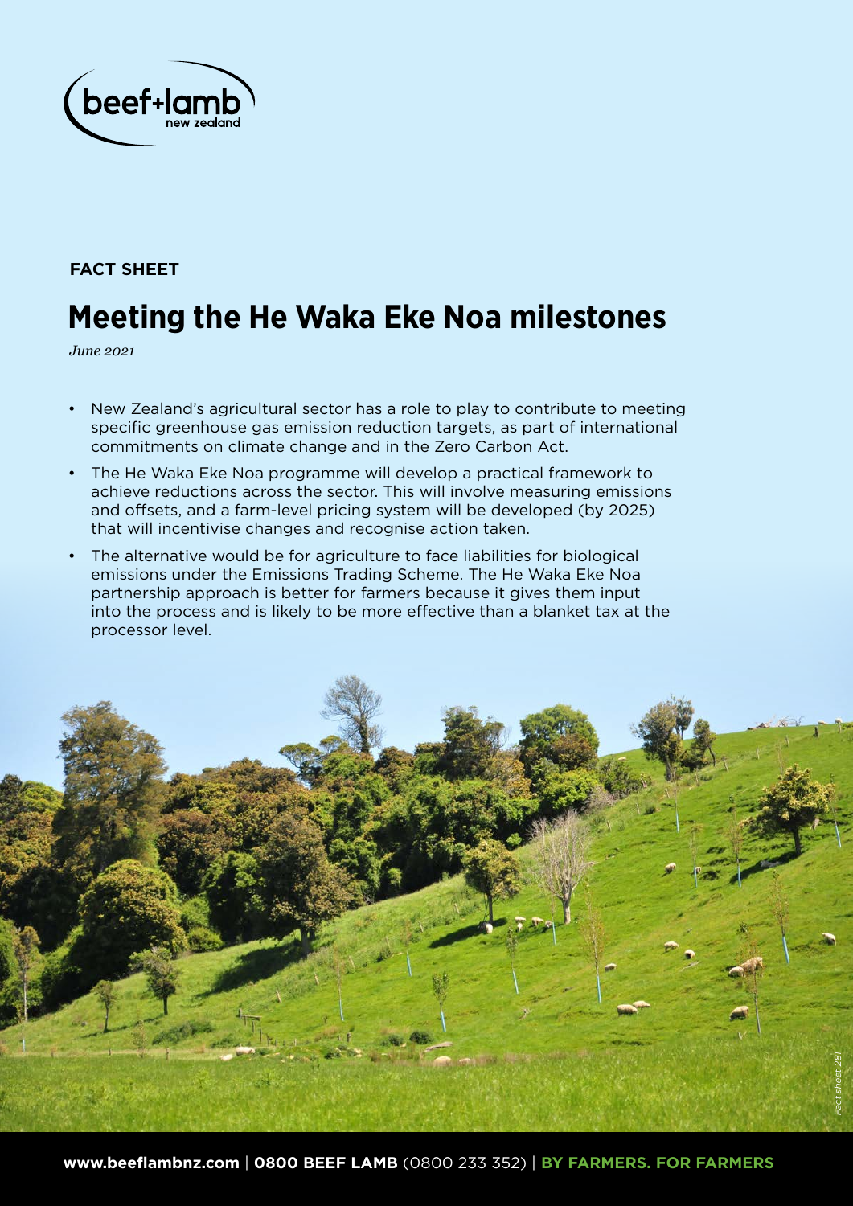**FACT SHEET**

# Meeting the He Waka Eke Noa milestones

*June 2021*

- New Zealand's agricultural sector has a role to play to contribute to meeting specific greenhouse gas emission reduction targets, as part of international commitments on climate change and in the Zero Carbon Act.
- The He Waka Eke Noa programme will develop a practical framework to achieve reductions across the sector. This will involve measuring emissions and offsets, and a farm-level pricing system will be developed (by 2025) that will incentivise changes and recognise action taken.
- The alternative would be for agriculture to face liabilities for biological emissions under the Emissions Trading Scheme. The He Waka Eke Noa partnership approach is better for farmers because it gives them input into the process and is likely to be more effective than a blanket tax at the processor level.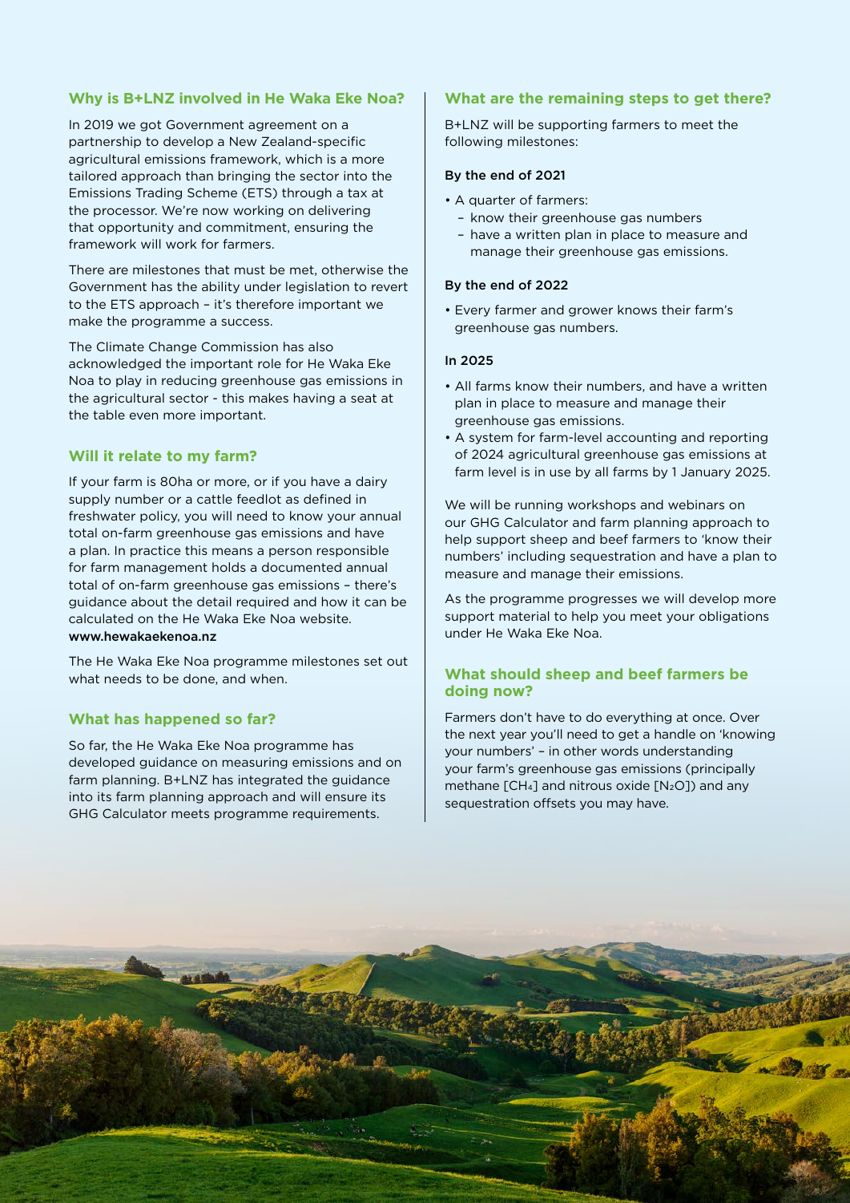## Why is B+LNZ involved in He Waka Eke Noa?

In 2019 we got Government agreement on a partnership to develop a New Zealand-specific agricultural emissions framework, which is a more tailored approach than bringing the sector into the Emissions Trading Scheme (ETS) through a tax at the processor. We're now working on delivering that opportunity and commitment, ensuring the framework will work for farmers.

There are milestones that must be met, otherwise the Government has the ability under legislation to revert to the ETS approach – it's therefore important we make the programme a success.

The Climate Change Commission has also acknowledged the important role for He Waka Eke Noa to play in reducing greenhouse gas emissions in the agricultural sector - this makes having a seat at the table even more important.

## Will it relate to my farm?

If your farm is 80ha or more, or if you have a dairy supply number or a cattle feedlot as defined in freshwater policy, you will need to know your annual total on-farm greenhouse gas emissions and have a plan. In practice this means a person responsible for farm management holds a documented annual total of on-farm greenhouse gas emissions – there's guidance about the detail required and how it can be calculated on the He Waka Eke Noa website. **www.hewakaekenoa.nz**

The He Waka Eke Noa programme milestones set out what needs to be done, and when.

## What has happened so far?

So far, the He Waka Eke Noa programme has developed guidance on measuring emissions and on farm planning. B+LNZ has integrated the guidance into its farm planning approach and will ensure its GHG Calculator meets programme requirements.

## What are the remaining steps to get there?

B+LNZ will be supporting farmers to meet the following milestones:

### By the end of 2021

- A quarter of farmers:
  - know their greenhouse gas numbers
  - have a written plan in place to measure and manage their greenhouse gas emissions.

### By the end of 2022

- Every farmer and grower knows their farm's greenhouse gas numbers.

### In 2025

- All farms know their numbers, and have a written plan in place to measure and manage their greenhouse gas emissions.
- A system for farm-level accounting and reporting of 2024 agricultural greenhouse gas emissions at farm level is in use by all farms by 1 January 2025.

We will be running workshops and webinars on our GHG Calculator and farm planning approach to help support sheep and beef farmers to 'know their numbers' including sequestration and have a plan to measure and manage their emissions.

As the programme progresses we will develop more support material to help you meet your obligations under He Waka Eke Noa.

## What should sheep and beef farmers be doing now?

Farmers don't have to do everything at once. Over the next year you'll need to get a handle on 'knowing your numbers' – in other words understanding your farm's greenhouse gas emissions (principally methane [$CH_4$] and nitrous oxide [$N_2O$]) and any sequestration offsets you may have.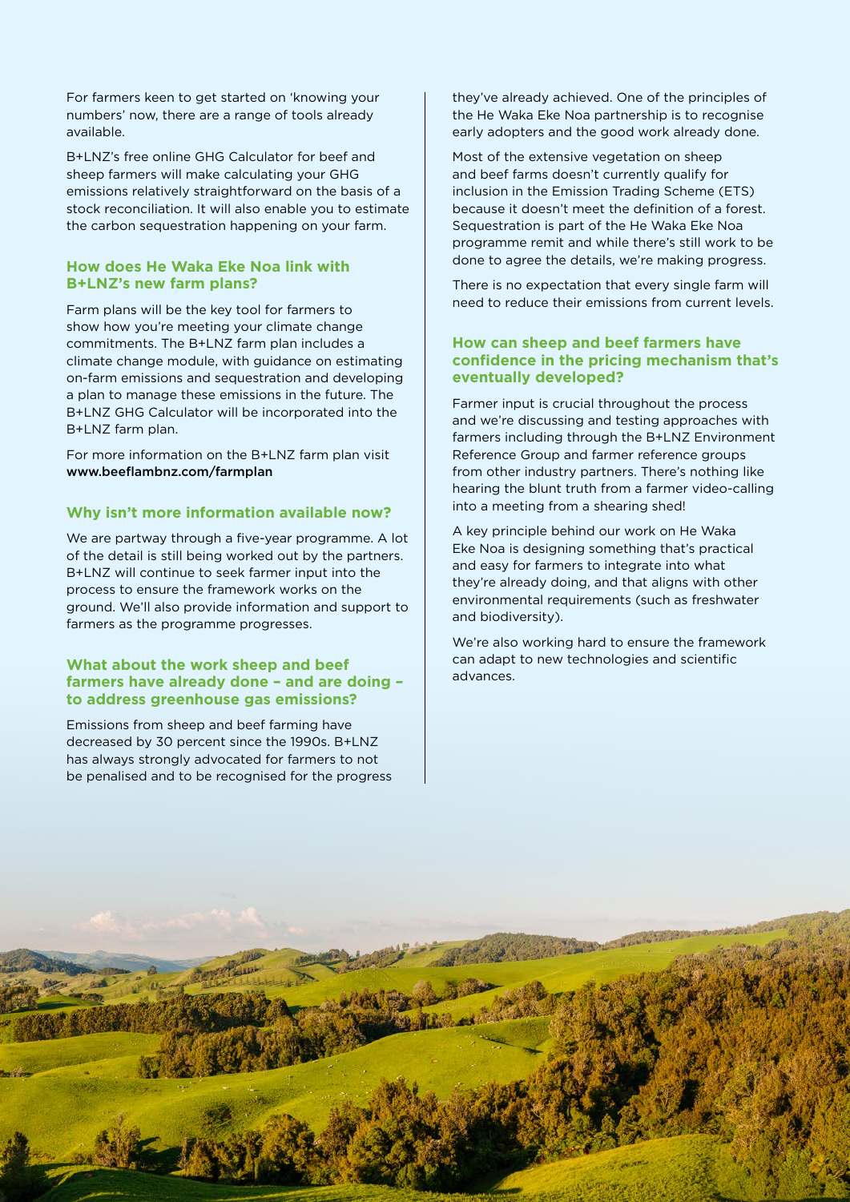For farmers keen to get started on 'knowing your numbers' now, there are a range of tools already available.

B+LNZ's free online GHG Calculator for beef and sheep farmers will make calculating your GHG emissions relatively straightforward on the basis of a stock reconciliation. It will also enable you to estimate the carbon sequestration happening on your farm.

## How does He Waka Eke Noa link with B+LNZ's new farm plans?

Farm plans will be the key tool for farmers to show how you're meeting your climate change commitments. The B+LNZ farm plan includes a climate change module, with guidance on estimating on-farm emissions and sequestration and developing a plan to manage these emissions in the future. The B+LNZ GHG Calculator will be incorporated into the B+LNZ farm plan.

For more information on the B+LNZ farm plan visit **www.beeflambnz.com/farmplan**

## Why isn't more information available now?

We are partway through a five-year programme. A lot of the detail is still being worked out by the partners. B+LNZ will continue to seek farmer input into the process to ensure the framework works on the ground. We'll also provide information and support to farmers as the programme progresses.

## What about the work sheep and beef farmers have already done – and are doing – to address greenhouse gas emissions?

Emissions from sheep and beef farming have decreased by 30 percent since the 1990s. B+LNZ has always strongly advocated for farmers to not be penalised and to be recognised for the progress they've already achieved. One of the principles of the He Waka Eke Noa partnership is to recognise early adopters and the good work already done.

Most of the extensive vegetation on sheep and beef farms doesn't currently qualify for inclusion in the Emission Trading Scheme (ETS) because it doesn't meet the definition of a forest. Sequestration is part of the He Waka Eke Noa programme remit and while there's still work to be done to agree the details, we're making progress.

There is no expectation that every single farm will need to reduce their emissions from current levels.

## How can sheep and beef farmers have confidence in the pricing mechanism that's eventually developed?

Farmer input is crucial throughout the process and we're discussing and testing approaches with farmers including through the B+LNZ Environment Reference Group and farmer reference groups from other industry partners. There's nothing like hearing the blunt truth from a farmer video-calling into a meeting from a shearing shed!

A key principle behind our work on He Waka Eke Noa is designing something that's practical and easy for farmers to integrate into what they're already doing, and that aligns with other environmental requirements (such as freshwater and biodiversity).

We're also working hard to ensure the framework can adapt to new technologies and scientific advances.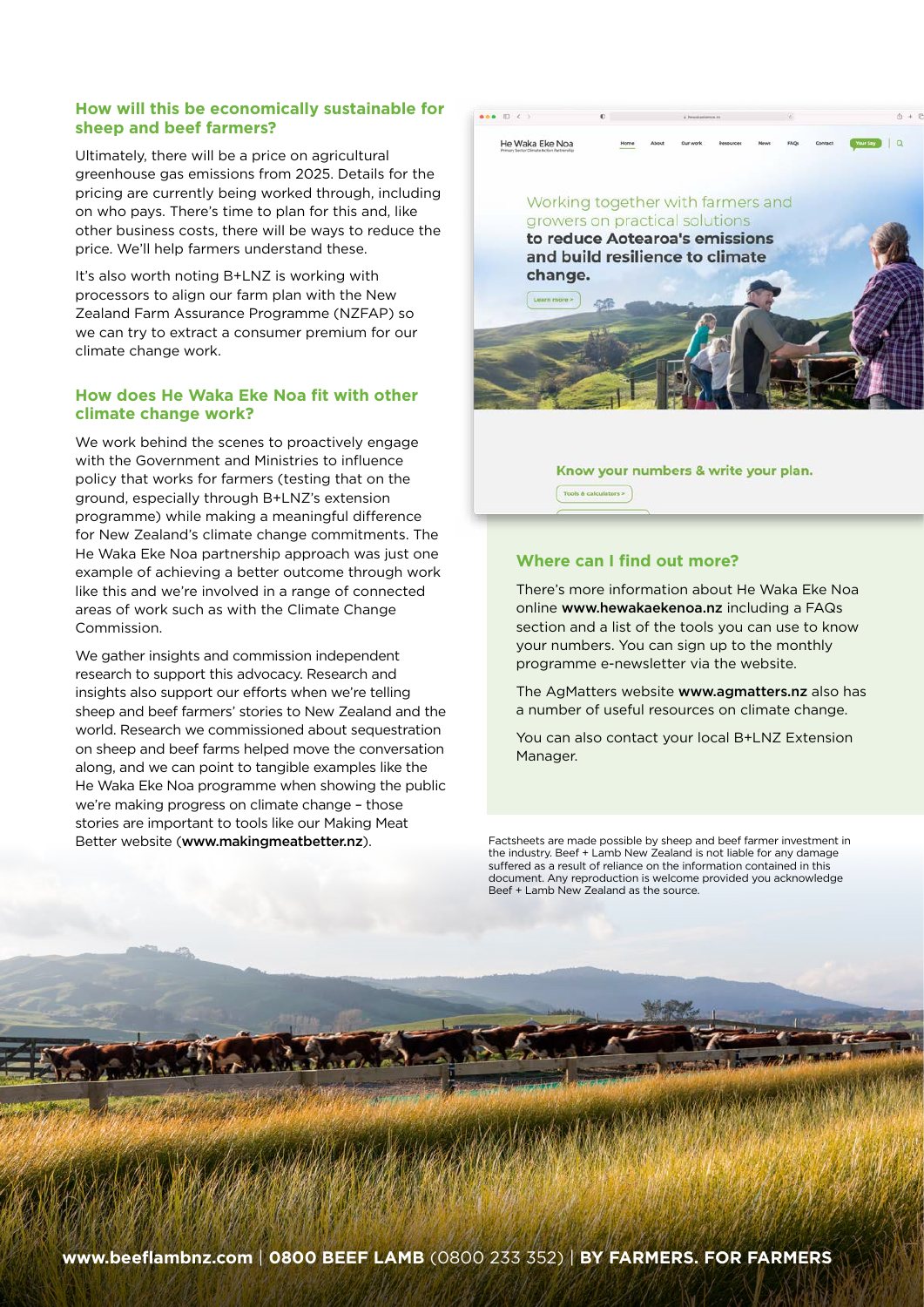## How will this be economically sustainable for sheep and beef farmers?

Ultimately, there will be a price on agricultural greenhouse gas emissions from 2025. Details for the pricing are currently being worked through, including on who pays. There's time to plan for this and, like other business costs, there will be ways to reduce the price. We'll help farmers understand these.

It's also worth noting B+LNZ is working with processors to align our farm plan with the New Zealand Farm Assurance Programme (NZFAP) so we can try to extract a consumer premium for our climate change work.

## How does He Waka Eke Noa fit with other climate change work?

We work behind the scenes to proactively engage with the Government and Ministries to influence policy that works for farmers (testing that on the ground, especially through B+LNZ's extension programme) while making a meaningful difference for New Zealand's climate change commitments. The He Waka Eke Noa partnership approach was just one example of achieving a better outcome through work like this and we're involved in a range of connected areas of work such as with the Climate Change Commission.

We gather insights and commission independent research to support this advocacy. Research and insights also support our efforts when we're telling sheep and beef farmers' stories to New Zealand and the world. Research we commissioned about sequestration on sheep and beef farms helped move the conversation along, and we can point to tangible examples like the He Waka Eke Noa programme when showing the public we're making progress on climate change – those stories are important to tools like our Making Meat Better website (**www.makingmeatbetter.nz**).

## Where can I find out more?

There's more information about He Waka Eke Noa online **www.hewakaekenoa.nz** including a FAQs section and a list of the tools you can use to know your numbers. You can sign up to the monthly programme e-newsletter via the website.

The AgMatters website **www.agmatters.nz** also has a number of useful resources on climate change.

You can also contact your local B+LNZ Extension Manager.

Factsheets are made possible by sheep and beef farmer investment in the industry. Beef + Lamb New Zealand is not liable for any damage suffered as a result of reliance on the information contained in this document. Any reproduction is welcome provided you acknowledge Beef + Lamb New Zealand as the source.

**www.beeflambnz.com** | **0800 BEEF LAMB** (0800 233 352) | **BY FARMERS. FOR FARMERS**